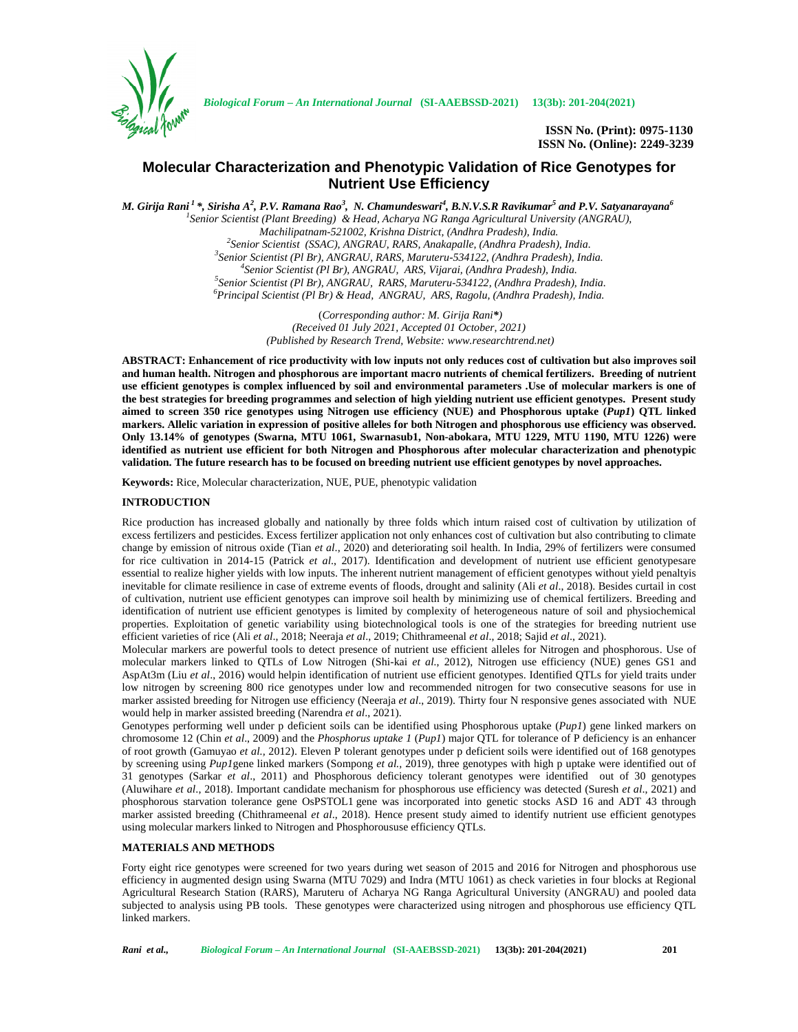ISSN No. (Print): 0975-1130
ISSN No. (Online): 2249-3239

# Molecular Characterization and Phenotypic Validation of Rice Genotypes for Nutrient Use Efficiency

***M. Girija Rani [1] \*, Sirisha A[2], P.V. Ramana Rao[3], N. Chamundeswari[4], B.N.V.S.R Ravikumar[5] and P.V. Satyanarayana[6]***

*[1]Senior Scientist (Plant Breeding) & Head, Acharya NG Ranga Agricultural University (ANGRAU), Machilipatnam-521002, Krishna District, (Andhra Pradesh), India.*
*[2]Senior Scientist (SSAC), ANGRAU, RARS, Anakapalle, (Andhra Pradesh), India.*
*[3]Senior Scientist (Pl Br), ANGRAU, RARS, Maruteru-534122, (Andhra Pradesh), India.*
*[4]Senior Scientist (Pl Br), ANGRAU, ARS, Vijarai, (Andhra Pradesh), India.*
*[5]Senior Scientist (Pl Br), ANGRAU, RARS, Maruteru-534122, (Andhra Pradesh), India.*
*[6]Principal Scientist (Pl Br) & Head, ANGRAU, ARS, Ragolu, (Andhra Pradesh), India.*

(*Corresponding author: M. Girija Rani\**)
*(Received 01 July 2021, Accepted 01 October, 2021)*
*(Published by Research Trend, Website: www.researchtrend.net)*

**ABSTRACT: Enhancement of rice productivity with low inputs not only reduces cost of cultivation but also improves soil and human health. Nitrogen and phosphorous are important macro nutrients of chemical fertilizers. Breeding of nutrient use efficient genotypes is complex influenced by soil and environmental parameters .Use of molecular markers is one of the best strategies for breeding programmes and selection of high yielding nutrient use efficient genotypes. Present study aimed to screen 350 rice genotypes using Nitrogen use efficiency (NUE) and Phosphorous uptake (*Pup1*) QTL linked markers. Allelic variation in expression of positive alleles for both Nitrogen and phosphorous use efficiency was observed. Only 13.14% of genotypes (Swarna, MTU 1061, Swarnasub1, Non-abokara, MTU 1229, MTU 1190, MTU 1226) were identified as nutrient use efficient for both Nitrogen and Phosphorous after molecular characterization and phenotypic validation. The future research has to be focused on breeding nutrient use efficient genotypes by novel approaches.**

**Keywords:** Rice, Molecular characterization, NUE, PUE, phenotypic validation

## INTRODUCTION

Rice production has increased globally and nationally by three folds which inturn raised cost of cultivation by utilization of excess fertilizers and pesticides. Excess fertilizer application not only enhances cost of cultivation but also contributing to climate change by emission of nitrous oxide (Tian *et al.,* 2020) and deteriorating soil health. In India, 29% of fertilizers were consumed for rice cultivation in 2014-15 (Patrick *et al.,* 2017). Identification and development of nutrient use efficient genotypesare essential to realize higher yields with low inputs. The inherent nutrient management of efficient genotypes without yield penaltyis inevitable for climate resilience in case of extreme events of floods, drought and salinity (Ali *et al*., 2018). Besides curtail in cost of cultivation, nutrient use efficient genotypes can improve soil health by minimizing use of chemical fertilizers. Breeding and identification of nutrient use efficient genotypes is limited by complexity of heterogeneous nature of soil and physiochemical properties. Exploitation of genetic variability using biotechnological tools is one of the strategies for breeding nutrient use efficient varieties of rice (Ali *et al*., 2018; Neeraja *et al*., 2019; Chithrameenal *et al*., 2018; Sajid *et al*., 2021).

Molecular markers are powerful tools to detect presence of nutrient use efficient alleles for Nitrogen and phosphorous. Use of molecular markers linked to QTLs of Low Nitrogen (Shi-kai *et al.,* 2012), Nitrogen use efficiency (NUE) genes GS1 and AspAt3m (Liu *et al*., 2016) would helpin identification of nutrient use efficient genotypes. Identified QTLs for yield traits under low nitrogen by screening 800 rice genotypes under low and recommended nitrogen for two consecutive seasons for use in marker assisted breeding for Nitrogen use efficiency (Neeraja *et al*., 2019). Thirty four N responsive genes associated with NUE would help in marker assisted breeding (Narendra *et al*., 2021).

Genotypes performing well under p deficient soils can be identified using Phosphorous uptake (*Pup1*) gene linked markers on chromosome 12 (Chin *et al*., 2009) and the *Phosphorus uptake 1* (*Pup1*) major QTL for tolerance of P deficiency is an enhancer of root growth (Gamuyao *et al.,* 2012). Eleven P tolerant genotypes under p deficient soils were identified out of 168 genotypes by screening using *Pup1*gene linked markers (Sompong *et al.,* 2019), three genotypes with high p uptake were identified out of 31 genotypes (Sarkar *et al*., 2011) and Phosphorous deficiency tolerant genotypes were identified out of 30 genotypes (Aluwihare *et al*., 2018). Important candidate mechanism for phosphorous use efficiency was detected (Suresh *et al*., 2021) and phosphorous starvation tolerance gene OsPSTOL1 gene was incorporated into genetic stocks ASD 16 and ADT 43 through marker assisted breeding (Chithrameenal *et al*., 2018). Hence present study aimed to identify nutrient use efficient genotypes using molecular markers linked to Nitrogen and Phosphorususe efficiency QTLs.

## MATERIALS AND METHODS

Forty eight rice genotypes were screened for two years during wet season of 2015 and 2016 for Nitrogen and phosphorous use efficiency in augmented design using Swarna (MTU 7029) and Indra (MTU 1061) as check varieties in four blocks at Regional Agricultural Research Station (RARS), Maruteru of Acharya NG Ranga Agricultural University (ANGRAU) and pooled data subjected to analysis using PB tools. These genotypes were characterized using nitrogen and phosphorous use efficiency QTL linked markers.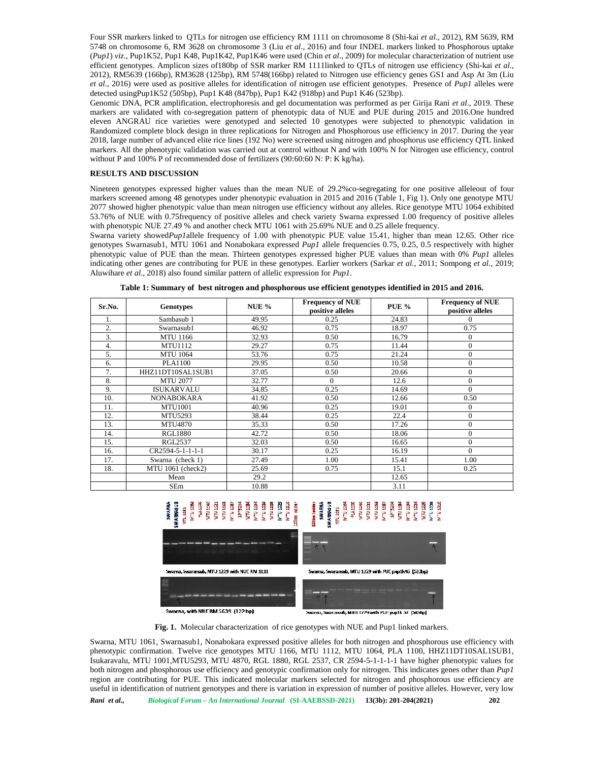Four SSR markers linked to QTLs for nitrogen use efficiency RM 1111 on chromosome 8 (Shi-kai *et al.*, 2012), RM 5639, RM 5748 on chromosome 6, RM 3628 on chromosome 3 (Liu *et al.*, 2016) and four INDEL markers linked to Phosphorous uptake (*Pup1*) *viz*., Pup1K52, Pup1 K48, Pup1K42, Pup1K46 were used (Chin *et al*., 2009) for molecular characterization of nutrient use efficient genotypes. Amplicon sizes of180bp of SSR marker RM 1111linked to QTLs of nitrogen use efficiency (Shi-kai *et al.*, 2012), RM5639 (166bp), RM3628 (125bp), RM 5748(166bp) related to Nitrogen use efficiency genes GS1 and Asp At 3m (Liu *et al*., 2016) were used as positive alleles for identification of nitrogen use efficient genotypes. Presence of *Pup1* alleles were detected usingPup1K52 (505bp), Pup1 K48 (847bp), Pup1 K42 (918bp) and Pup1 K46 (523bp).

Genomic DNA, PCR amplification, electrophoresis and gel documentation was performed as per Girija Rani *et al*., 2019. These markers are validated with co-segregation pattern of phenotypic data of NUE and PUE during 2015 and 2016.One hundred eleven ANGRAU rice varieties were genotyped and selected 10 genotypes were subjected to phenotypic validation in Randomized complete block design in three replications for Nitrogen and Phosphorous use efficiency in 2017. During the year 2018, large number of advanced elite rice lines (192 No) were screened using nitrogen and phosphorus use efficiency QTL linked markers. All the phenotypic validation was carried out at control without N and with 100% N for Nitrogen use efficiency, control without P and 100% P of recommended dose of fertilizers (90:60:60 N: P: K kg/ha).

## RESULTS AND DISCUSSION

Nineteen genotypes expressed higher values than the mean NUE of 29.2%co-segregating for one positive alleleout of four markers screened among 48 genotypes under phenotypic evaluation in 2015 and 2016 (Table 1, Fig 1). Only one genotype MTU 2077 showed higher phenotypic value than mean nitrogen use efficiency without any alleles. Rice genotype MTU 1064 exhibited 53.76% of NUE with 0.75frequency of positive alleles and check variety Swarna expressed 1.00 frequency of positive alleles with phenotypic NUE 27.49 % and another check MTU 1061 with 25.69% NUE and 0.25 allele frequency.

Swarna variety showed*Pup1*allele frequency of 1.00 with phenotypic PUE value 15.41, higher than mean 12.65. Other rice genotypes Swarnasub1, MTU 1061 and Nonabokara expressed *Pup1* allele frequencies 0.75, 0.25, 0.5 respectively with higher phenotypic value of PUE than the mean. Thirteen genotypes expressed higher PUE values than mean with 0% *Pup1* alleles indicating other genes are contributing for PUE in these genotypes. Earlier workers (Sarkar *et al.,* 2011; Sompong *et al.,* 2019; Aluwihare *et al*., 2018) also found similar pattern of allelic expression for *Pup1*.

**Table 1: Summary of best nitrogen and phosphorous use efficient genotypes identified in 2015 and 2016.**

| Sr.No. | Genotypes | NUE % | Frequency of NUE positive alleles | PUE % | Frequency of NUE positive alleles |
|---|---|---|---|---|---|
| 1. | Sambasub 1 | 49.95 | 0.25 | 24.83 | 0 |
| 2. | Swarnasub1 | 46.92 | 0.75 | 18.97 | 0.75 |
| 3. | MTU 1166 | 32.93 | 0.50 | 16.79 | 0 |
| 4. | MTU1112 | 29.27 | 0.75 | 11.44 | 0 |
| 5. | MTU 1064 | 53.76 | 0.75 | 21.24 | 0 |
| 6. | PLA1100 | 29.95 | 0.50 | 10.58 | 0 |
| 7. | HHZ11DT10SAL1SUB1 | 37.05 | 0.50 | 20.66 | 0 |
| 8. | MTU 2077 | 32.77 | 0 | 12.6 | 0 |
| 9. | ISUKARVALU | 34.85 | 0.25 | 14.69 | 0 |
| 10. | NONABOKARA | 41.92 | 0.50 | 12.66 | 0.50 |
| 11. | MTU1001 | 40.96 | 0.25 | 19.01 | 0 |
| 12. | MTU5293 | 38.44 | 0.25 | 22.4 | 0 |
| 13. | MTU4870 | 35.33 | 0.50 | 17.26 | 0 |
| 14. | RGL1880 | 42.72 | 0.50 | 18.06 | 0 |
| 15. | RGL2537 | 32.03 | 0.50 | 16.65 | 0 |
| 16. | CR2594-5-1-1-1-1 | 30.17 | 0.25 | 16.19 | 0 |
| 17. | Swarna (check 1) | 27.49 | 1.00 | 15.41 | 1.00 |
| 18. | MTU 1061 (check2) | 25.69 | 0.75 | 15.1 | 0.25 |
| | Mean | 29.2 | | 12.65 | |
| | SEm | 10.88 | | 3.11 | |

**Fig. 1.** Molecular characterization of rice genotypes with NUE and Pup1 linked markers.

Swarna, MTU 1061, Swarnasub1, Nonabokara expressed positive alleles for both nitrogen and phosphorous use efficiency with phenotypic confirmation. Twelve rice genotypes MTU 1166, MTU 1112, MTU 1064, PLA 1100, HHZ11DT10SAL1SUB1, Isukaravalu, MTU 1001,MTU5293, MTU 4870, RGL 1880, RGL 2537, CR 2594-5-1-1-1-1 have higher phenotypic values for both nitrogen and phosphorous use efficiency and genotypic confirmation only for nitrogen. This indicates genes other than *Pup1* region are contributing for PUE. This indicated molecular markers selected for nitrogen and phosphorous use efficiency are useful in identification of nutrient genotypes and there is variation in expression of number of positive alleles. However, very low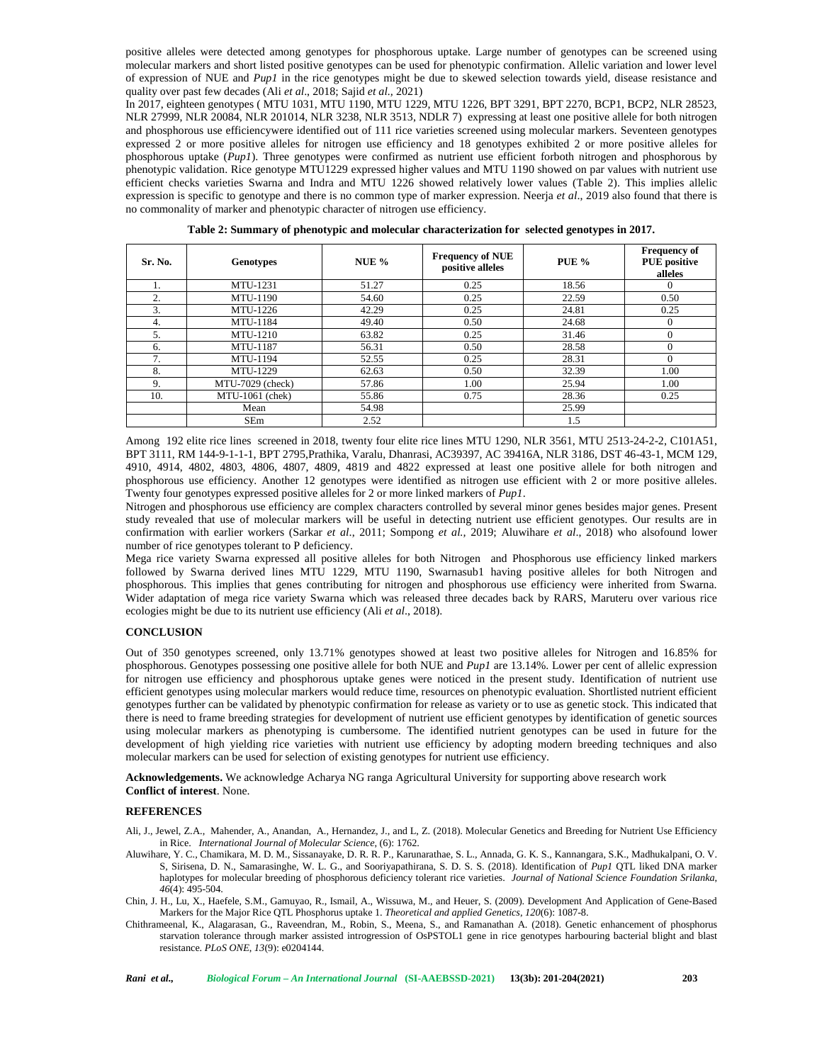positive alleles were detected among genotypes for phosphorous uptake. Large number of genotypes can be screened using molecular markers and short listed positive genotypes can be used for phenotypic confirmation. Allelic variation and lower level of expression of NUE and *Pup1* in the rice genotypes might be due to skewed selection towards yield, disease resistance and quality over past few decades (Ali *et al*., 2018; Sajid *et al.,* 2021)

In 2017, eighteen genotypes ( MTU 1031, MTU 1190, MTU 1229, MTU 1226, BPT 3291, BPT 2270, BCP1, BCP2, NLR 28523, NLR 27999, NLR 20084, NLR 201014, NLR 3238, NLR 3513, NDLR 7) expressing at least one positive allele for both nitrogen and phosphorous use efficiencywere identified out of 111 rice varieties screened using molecular markers. Seventeen genotypes expressed 2 or more positive alleles for nitrogen use efficiency and 18 genotypes exhibited 2 or more positive alleles for phosphorous uptake (*Pup1*). Three genotypes were confirmed as nutrient use efficient forboth nitrogen and phosphorous by phenotypic validation. Rice genotype MTU1229 expressed higher values and MTU 1190 showed on par values with nutrient use efficient checks varieties Swarna and Indra and MTU 1226 showed relatively lower values (Table 2). This implies allelic expression is specific to genotype and there is no common type of marker expression. Neerja *et al*., 2019 also found that there is no commonality of marker and phenotypic character of nitrogen use efficiency.

**Table 2: Summary of phenotypic and molecular characterization for selected genotypes in 2017.**

| Sr. No. | Genotypes | NUE % | Frequency of NUE positive alleles | PUE % | Frequency of PUE positive alleles |
|---|---|---|---|---|---|
| 1. | MTU-1231 | 51.27 | 0.25 | 18.56 | 0 |
| 2. | MTU-1190 | 54.60 | 0.25 | 22.59 | 0.50 |
| 3. | MTU-1226 | 42.29 | 0.25 | 24.81 | 0.25 |
| 4. | MTU-1184 | 49.40 | 0.50 | 24.68 | 0 |
| 5. | MTU-1210 | 63.82 | 0.25 | 31.46 | 0 |
| 6. | MTU-1187 | 56.31 | 0.50 | 28.58 | 0 |
| 7. | MTU-1194 | 52.55 | 0.25 | 28.31 | 0 |
| 8. | MTU-1229 | 62.63 | 0.50 | 32.39 | 1.00 |
| 9. | MTU-7029 (check) | 57.86 | 1.00 | 25.94 | 1.00 |
| 10. | MTU-1061 (chek) | 55.86 | 0.75 | 28.36 | 0.25 |
| | Mean | 54.98 | | 25.99 | |
| | SEm | 2.52 | | 1.5 | |

Among 192 elite rice lines screened in 2018, twenty four elite rice lines MTU 1290, NLR 3561, MTU 2513-24-2-2, C101A51, BPT 3111, RM 144-9-1-1-1, BPT 2795,Prathika, Varalu, Dhanrasi, AC39397, AC 39416A, NLR 3186, DST 46-43-1, MCM 129, 4910, 4914, 4802, 4803, 4806, 4807, 4809, 4819 and 4822 expressed at least one positive allele for both nitrogen and phosphorous use efficiency. Another 12 genotypes were identified as nitrogen use efficient with 2 or more positive alleles. Twenty four genotypes expressed positive alleles for 2 or more linked markers of *Pup1*.

Nitrogen and phosphorous use efficiency are complex characters controlled by several minor genes besides major genes. Present study revealed that use of molecular markers will be useful in detecting nutrient use efficient genotypes. Our results are in confirmation with earlier workers (Sarkar *et al.,* 2011; Sompong *et al.,* 2019; Aluwihare *et al*., 2018) who alsofound lower number of rice genotypes tolerant to P deficiency.

Mega rice variety Swarna expressed all positive alleles for both Nitrogen and Phosphorous use efficiency linked markers followed by Swarna derived lines MTU 1229, MTU 1190, Swarnasub1 having positive alleles for both Nitrogen and phosphorous. This implies that genes contributing for nitrogen and phosphorous use efficiency were inherited from Swarna. Wider adaptation of mega rice variety Swarna which was released three decades back by RARS, Maruteru over various rice ecologies might be due to its nutrient use efficiency (Ali *et al*., 2018).

## CONCLUSION

Out of 350 genotypes screened, only 13.71% genotypes showed at least two positive alleles for Nitrogen and 16.85% for phosphorous. Genotypes possessing one positive allele for both NUE and *Pup1* are 13.14%. Lower per cent of allelic expression for nitrogen use efficiency and phosphorous uptake genes were noticed in the present study. Identification of nutrient use efficient genotypes using molecular markers would reduce time, resources on phenotypic evaluation. Shortlisted nutrient efficient genotypes further can be validated by phenotypic confirmation for release as variety or to use as genetic stock. This indicated that there is need to frame breeding strategies for development of nutrient use efficient genotypes by identification of genetic sources using molecular markers as phenotyping is cumbersome. The identified nutrient genotypes can be used in future for the development of high yielding rice varieties with nutrient use efficiency by adopting modern breeding techniques and also molecular markers can be used for selection of existing genotypes for nutrient use efficiency.

**Acknowledgements.** We acknowledge Acharya NG ranga Agricultural University for supporting above research work
**Conflict of interest**. None.

## REFERENCES

Ali, J., Jewel, Z.A., Mahender, A., Anandan, A., Hernandez, J., and L, Z. (2018). Molecular Genetics and Breeding for Nutrient Use Efficiency in Rice. *International Journal of Molecular Science*, (6): 1762.

Aluwihare, Y. C., Chamikara, M. D. M., Sissanayake, D. R. R. P., Karunarathae, S. L., Annada, G. K. S., Kannangara, S.K., Madhukalpani, O. V. S, Sirisena, D. N., Samarasinghe, W. L. G., and Sooriyapathirana, S. D. S. S. (2018). Identification of *Pup1* QTL liked DNA marker haplotypes for molecular breeding of phosphorous deficiency tolerant rice varieties. *Journal of National Science Foundation Srilanka, 46*(4): 495-504.

Chin, J. H., Lu, X., Haefele, S.M., Gamuyao, R., Ismail, A., Wissuwa, M., and Heuer, S. (2009). Development And Application of Gene-Based Markers for the Major Rice QTL Phosphorus uptake 1. *Theoretical and applied Genetics, 120*(6): 1087-8.

Chithrameenal, K., Alagarasan, G., Raveendran, M., Robin, S., Meena, S., and Ramanathan A. (2018). Genetic enhancement of phosphorus starvation tolerance through marker assisted introgression of OsPSTOL1 gene in rice genotypes harbouring bacterial blight and blast resistance. *PLoS ONE, 13*(9): e0204144.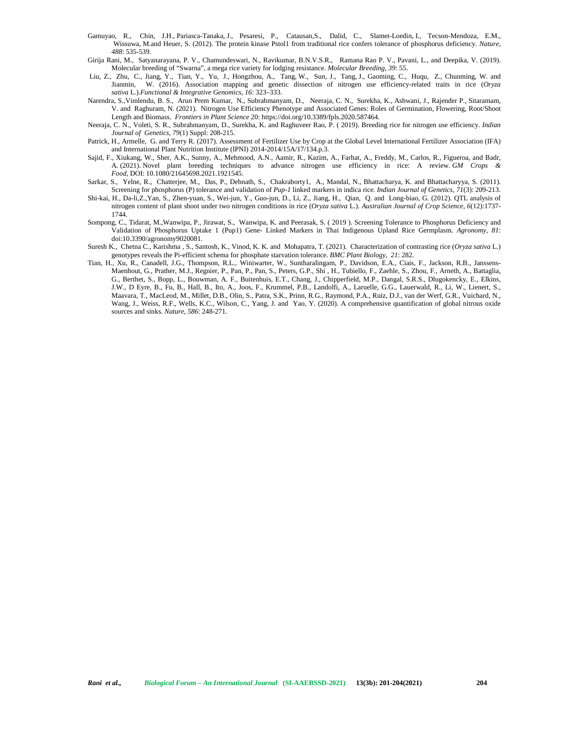Gamuyao, R., Chin, J.H., Pariasca-Tanaka, J., Pesaresi, P., Catausan,S., Dalid, C., Slamet-Loedin, I., Tecson-Mendoza, E.M., Wissuwa, M.and Heuer, S. (2012). The protein kinase Pstol1 from traditional rice confers tolerance of phosphorus deficiency. *Nature*, *488*: 535-539.

Girija Rani, M., Satyanarayana, P. V., Chamundeswari, N., Ravikumar, B.N.V.S.R., Ramana Rao P. V., Pavani, L., and Deepika, V. (2019). Molecular breeding of "Swarna", a mega rice variety for lodging resistance. *Molecular Breeding, 39*: 55.

Liu, Z., Zhu, C., Jiang, Y., Tian, Y., Yu, J., Hongzhou, A., Tang, W., Sun, J., Tang, J., Gaoming, C., Huqu, Z., Chunming, W. and Jianmin, W. (2016). Association mapping and genetic dissection of nitrogen use efficiency-related traits in rice (*Oryza sativa* L.).*Functional & Integrative Genomics, 16*: 323–333.

Narendra, S.,Vimlendu, B. S., Arun Prem Kumar, N., Subrahmanyam, D., Neeraja, C. N., Surekha, K., Ashwani, J., Rajender P., Sitaramam, V. and Raghuram, N. (2021). Nitrogen Use Efficiency Phenotype and Associated Genes: Roles of Germination, Flowering, Root/Shoot Length and Biomass. *Frontiers in Plant Science* 20: https://doi.org/10.3389/fpls.2020.587464.

Neeraja, C. N., Voleti, S. R., Subrahmanyam, D., Surekha, K. and Raghuveer Rao, P. ( 2019). Breeding rice for nitrogen use efficiency. *Indian Journal of Genetics, 79*(1) Suppl: 208-215.

Patrick, H., Armelle, G. and Terry R. (2017). Assessment of Fertilizer Use by Crop at the Global Level International Fertilizer Association (IFA) and International Plant Nutrition Institute (IPNI) 2014-2014/15A/17/134.p.3.

Sajid, F., Xiukang, W., Sher, A.K., Sunny, A., Mehmood, A.N., Aamir, R., Kazim, A., Farhat, A., Freddy, M., Carlos, R., Figueroa, and Badr, A. (2021). Novel plant breeding techniques to advance nitrogen use efficiency in rice: A review. *GM Crops & Food*, DOI: 10.1080/21645698.2021.1921545.

Sarkar, S., Yelne, R., Chatterjee, M., Das, P., Debnath, S., Chakraborty1, A., Mandal, N., Bhattacharya, K. and Bhattacharyya, S. (2011). Screening for phosphorus (P) tolerance and validation of *Pup-1* linked markers in indica rice. *Indian Journal of Genetics, 71*(3): 209-213.

Shi-kai, H., Da-li,Z.,Yan, S., Zhen-yuan, S., Wei-jun, Y., Guo-jun, D., Li, Z., Jiang, H., Qian, Q. and Long-biao, G. (2012). QTL analysis of nitrogen content of plant shoot under two nitrogen conditions in rice (*Oryza sativa* L.). *Australian Journal of Crop Science, 6*(12):1737-1744.

Sompong, C., Tidarat, M.,Wanwipa, P., Jirawat, S., Wanwipa, K. and Peerasak, S. ( 2019 ). Screening Tolerance to Phosphorus Deficiency and Validation of Phosphorus Uptake 1 (Pup1) Gene- Linked Markers in Thai Indigenous Upland Rice Germplasm. *Agronomy, 81*: doi:10.3390/agronomy9020081.

Suresh K., Chetna C., Karishma , S., Santosh, K., Vinod, K. K. and Mohapatra, T. (2021). Characterization of contrasting rice (*Oryza sativa* L.) genotypes reveals the Pi-efficient schema for phosphate starvation tolerance. *BMC Plant Biology, 21*: 282.

Tian, H., Xu, R., Canadell, J.G., Thompson, R.L., Winiwarter, W., Suntharalingam, P., Davidson, E.A., Ciais, F., Jackson, R.B., Janssens-Maenhout, G., Prather, M.J., Regnier, P., Pan, P., Pan, S., Peters, G.P., Shi , H., Tubiello, F., Zaehle, S., Zhou, F., Arneth, A., Battaglia, G., Berthet, S., Bopp, L., Bouwman, A. F., Buitenhuis, E.T., Chang, J., Chipperfield, M.P., Dangal, S.R.S., Dlugokencky, E., Elkins, J.W., D Eyre, B., Fu, B., Hall, B., Ito, A., Joos, F., Krummel, P.B., Landolfi, A., Laruelle, G.G., Lauerwald, R., Li, W., Lienert, S., Maavara, T., MacLeod, M., Millet, D.B., Olin, S., Patra, S.K., Prinn, R.G., Raymond, P.A., Ruiz, D.J., van der Werf, G.R., Vuichard, N., Wang, J., Weiss, R.F., Wells, K.C., Wilson, C., Yang, J. and Yao, Y. (2020). A comprehensive quantification of global nitrous oxide sources and sinks. *Nature, 586*: 248-271.